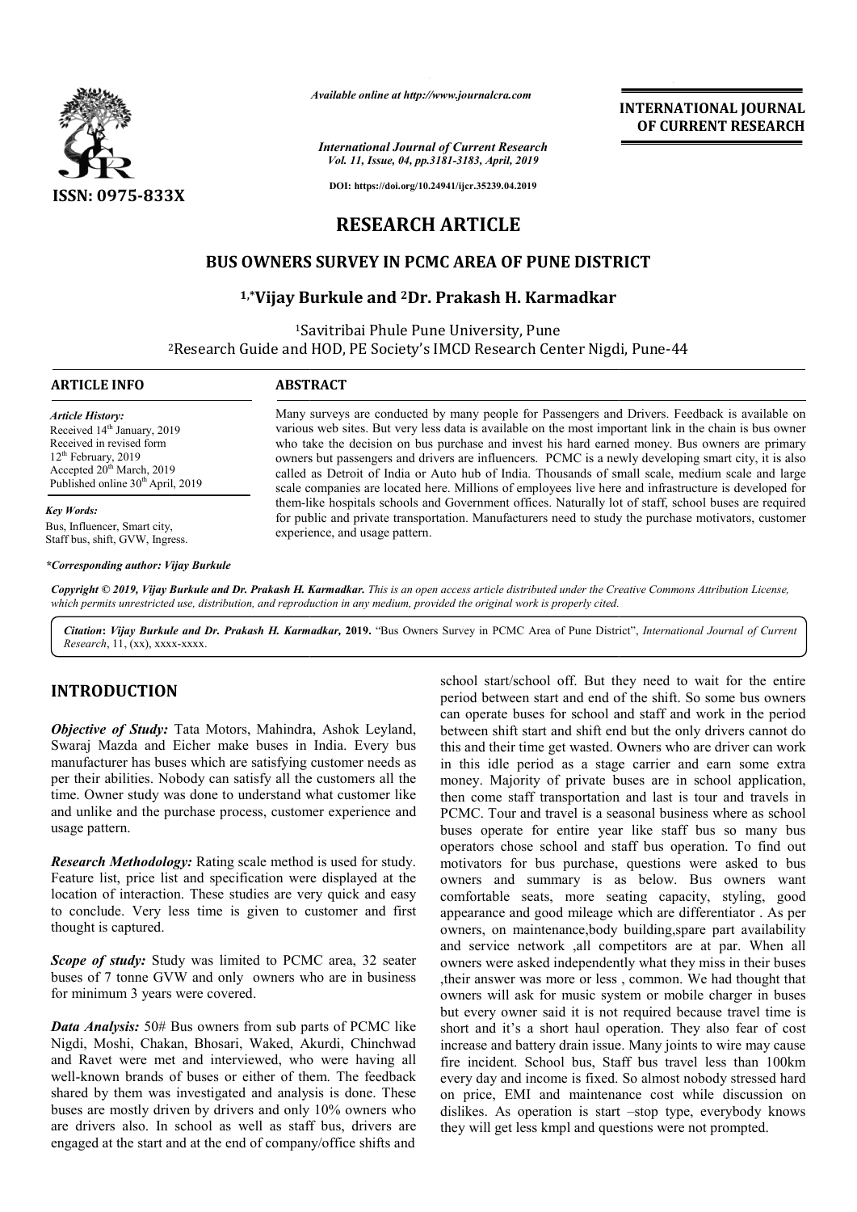# RESEARCH ARTICLE

## BUS OWNERS SURVEY IN PCMC AREA OF PUNE DISTRICT

### [1,*]Vijay Burkule and [2]Dr. Prakash H. Karmadkar

[1]Savitribai Phule Pune University, Pune

[2]Research Guide and HOD, PE Society's IMCD Research Center Nigdi, Pune-44

**ARTICLE INFO**

*Article History:*
Received 14th January, 2019
Received in revised form
12th February, 2019
Accepted 20th March, 2019
Published online 30th April, 2019

*Key Words:*
Bus, Influencer, Smart city, Staff bus, shift, GVW, Ingress.

*\*Corresponding author: Vijay Burkule*

**ABSTRACT**

Many surveys are conducted by many people for Passengers and Drivers. Feedback is available on various web sites. But very less data is available on the most important link in the chain is bus owner who take the decision on bus purchase and invest his hard earned money. Bus owners are primary owners but passengers and drivers are influencers. PCMC is a newly developing smart city, it is also called as Detroit of India or Auto hub of India. Thousands of small scale, medium scale and large scale companies are located here. Millions of employees live here and infrastructure is developed for them-like hospitals schools and Government offices. Naturally lot of staff, school buses are required for public and private transportation. Manufacturers need to study the purchase motivators, customer experience, and usage pattern.

*Copyright © 2019, Vijay Burkule and Dr. Prakash H. Karmadkar. This is an open access article distributed under the Creative Commons Attribution License, which permits unrestricted use, distribution, and reproduction in any medium, provided the original work is properly cited.*

**Citation: Vijay Burkule and Dr. Prakash H. Karmadkar, 2019.** "Bus Owners Survey in PCMC Area of Pune District", *International Journal of Current Research*, 11, (xx), xxxx-xxxx.

## INTRODUCTION

***Objective of Study:*** Tata Motors, Mahindra, Ashok Leyland, Swaraj Mazda and Eicher make buses in India. Every bus manufacturer has buses which are satisfying customer needs as per their abilities. Nobody can satisfy all the customers all the time. Owner study was done to understand what customer like and unlike and the purchase process, customer experience and usage pattern.

***Research Methodology:*** Rating scale method is used for study. Feature list, price list and specification were displayed at the location of interaction. These studies are very quick and easy to conclude. Very less time is given to customer and first thought is captured.

***Scope of study:*** Study was limited to PCMC area, 32 seater buses of 7 tonne GVW and only owners who are in business for minimum 3 years were covered.

***Data Analysis:*** 50# Bus owners from sub parts of PCMC like Nigdi, Moshi, Chakan, Bhosari, Waked, Akurdi, Chinchwad and Ravet were met and interviewed, who were having all well-known brands of buses or either of them. The feedback shared by them was investigated and analysis is done. These buses are mostly driven by drivers and only 10% owners who are drivers also. In school as well as staff bus, drivers are engaged at the start and at the end of company/office shifts and school start/school off. But they need to wait for the entire period between start and end of the shift. So some bus owners can operate buses for school and staff and work in the period between shift start and shift end but the only drivers cannot do this and their time get wasted. Owners who are driver can work in this idle period as a stage carrier and earn some extra money. Majority of private buses are in school application, then come staff transportation and last is tour and travels in PCMC. Tour and travel is a seasonal business where as school buses operate for entire year like staff bus so many bus operators chose school and staff bus operation. To find out motivators for bus purchase, questions were asked to bus owners and summary is as below. Bus owners want comfortable seats, more seating capacity, styling, good appearance and good mileage which are differentiator . As per owners, on maintenance,body building,spare part availability and service network ,all competitors are at par. When all owners were asked independently what they miss in their buses ,their answer was more or less , common. We had thought that owners will ask for music system or mobile charger in buses but every owner said it is not required because travel time is short and it's a short haul operation. They also fear of cost increase and battery drain issue. Many joints to wire may cause fire incident. School bus, Staff bus travel less than 100km every day and income is fixed. So almost nobody stressed hard on price, EMI and maintenance cost while discussion on dislikes. As operation is start –stop type, everybody knows they will get less kmpl and questions were not prompted.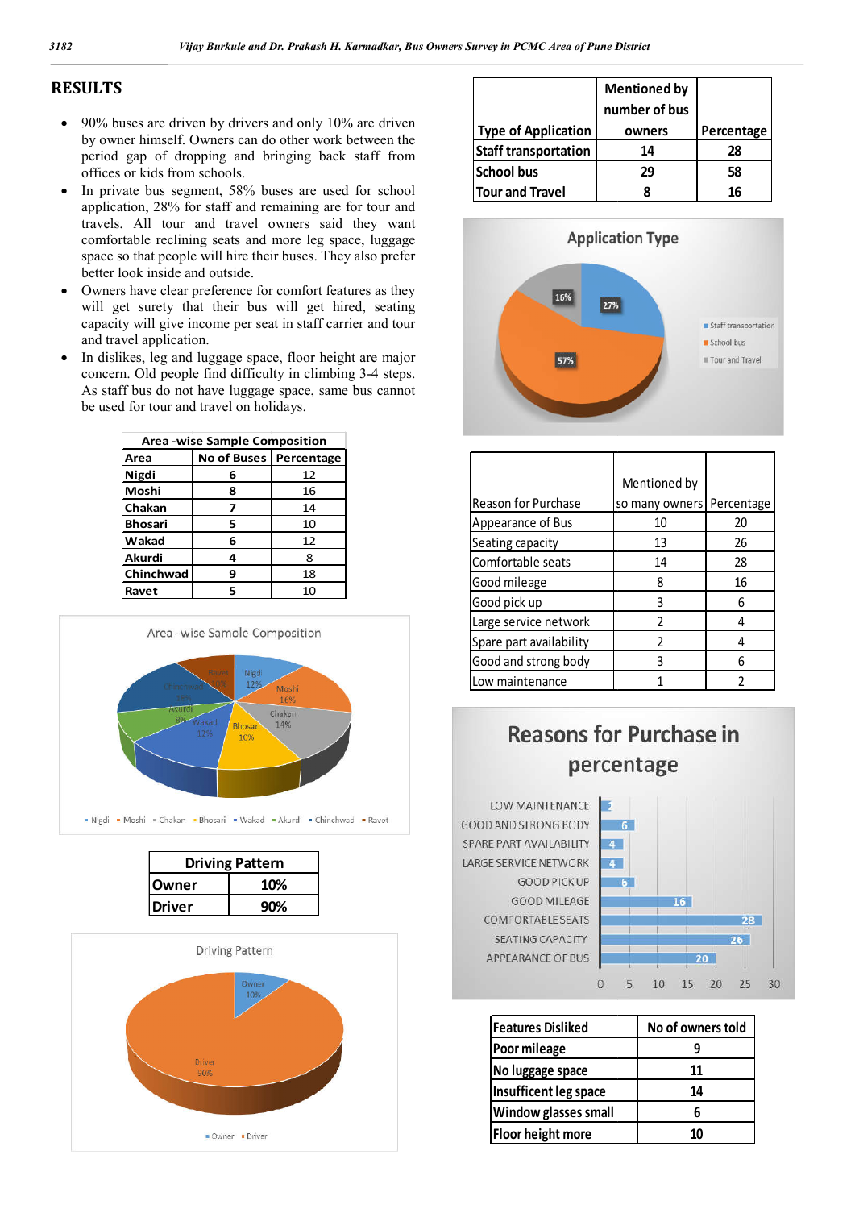## RESULTS

- 90% buses are driven by drivers and only 10% are driven by owner himself. Owners can do other work between the period gap of dropping and bringing back staff from offices or kids from schools.
- In private bus segment, 58% buses are used for school application, 28% for staff and remaining are for tour and travels. All tour and travel owners said they want comfortable reclining seats and more leg space, luggage space so that people will hire their buses. They also prefer better look inside and outside.
- Owners have clear preference for comfort features as they will get surety that their bus will get hired, seating capacity will give income per seat in staff carrier and tour and travel application.
- In dislikes, leg and luggage space, floor height are major concern. Old people find difficulty in climbing 3-4 steps. As staff bus do not have luggage space, same bus cannot be used for tour and travel on holidays.

**Area -wise Sample Composition**

| Area | No of Buses | Percentage |
|---|---|---|
| Nigdi | 6 | 12 |
| Moshi | 8 | 16 |
| Chakan | 7 | 14 |
| Bhosari | 5 | 10 |
| Wakad | 6 | 12 |
| Akurdi | 4 | 8 |
| Chinchwad | 9 | 18 |
| Ravet | 5 | 10 |

Area -wise Sample Composition

| Driving Pattern | |
|---|---|
| Owner | 10% |
| Driver | 90% |

Driving Pattern

| Type of Application | Mentioned by number of bus owners | Percentage |
|---|---|---|
| Staff transportation | 14 | 28 |
| School bus | 29 | 58 |
| Tour and Travel | 8 | 16 |

Application Type

| Reason for Purchase | Mentioned by so many owners | Percentage |
|---|---|---|
| Appearance of Bus | 10 | 20 |
| Seating capacity | 13 | 26 |
| Comfortable seats | 14 | 28 |
| Good mileage | 8 | 16 |
| Good pick up | 3 | 6 |
| Large service network | 2 | 4 |
| Spare part availability | 2 | 4 |
| Good and strong body | 3 | 6 |
| Low maintenance | 1 | 2 |

Reasons for Purchase in percentage

| Features Disliked | No of owners told |
|---|---|
| Poor mileage | 9 |
| No luggage space | 11 |
| Insufficent leg space | 14 |
| Window glasses small | 6 |
| Floor height more | 10 |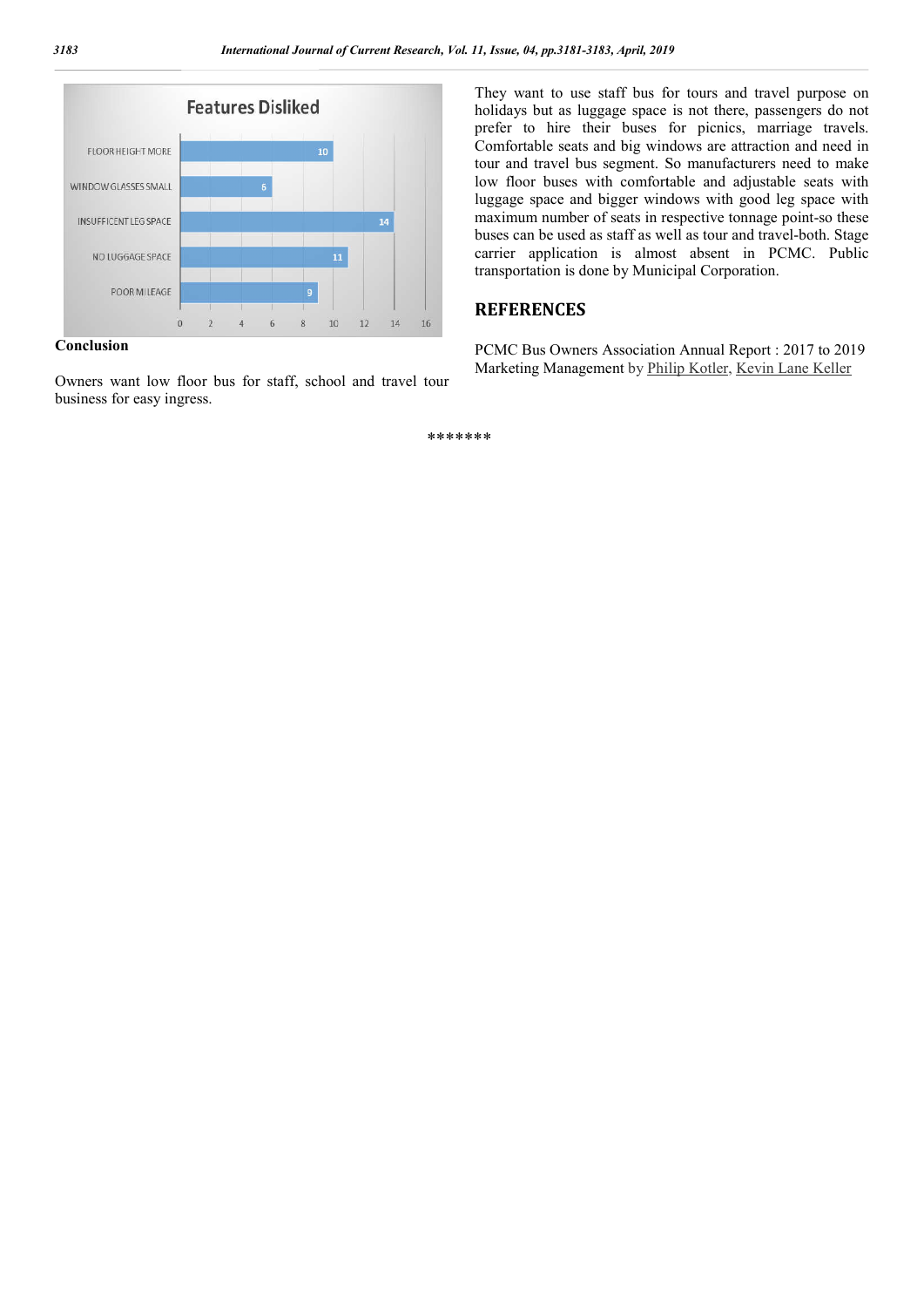Features Disliked

FLOOR HEIGHT MORE 10
WINDOW GLASSES SMALL 6
INSUFFICENT LEG SPACE 14
NO LUGGAGE SPACE 11
POOR MILEAGE 9

0 2 4 6 8 10 12 14 16

## Conclusion

Owners want low floor bus for staff, school and travel tour business for easy ingress.

They want to use staff bus for tours and travel purpose on holidays but as luggage space is not there, passengers do not prefer to hire their buses for picnics, marriage travels. Comfortable seats and big windows are attraction and need in tour and travel bus segment. So manufacturers need to make low floor buses with comfortable and adjustable seats with luggage space and bigger windows with good leg space with maximum number of seats in respective tonnage point-so these buses can be used as staff as well as tour and travel-both. Stage carrier application is almost absent in PCMC. Public transportation is done by Municipal Corporation.

## REFERENCES

PCMC Bus Owners Association Annual Report : 2017 to 2019

Marketing Management by Philip Kotler, Kevin Lane Keller

\*\*\*\*\*\*\*